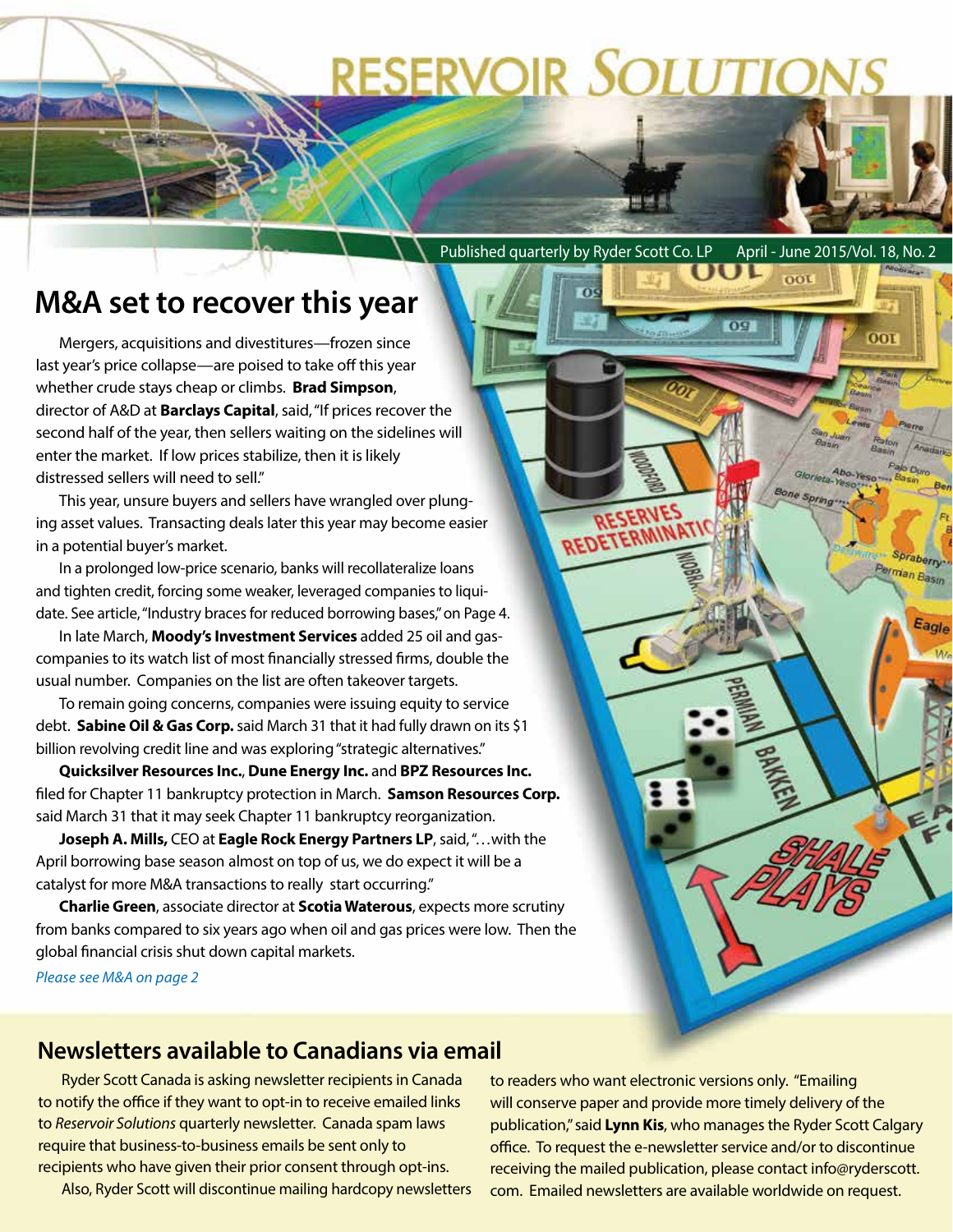# RESERVOIR SOLUTIONS

Published quarterly by Ryder Scott Co. LP April - June 2015/Vol. 18, No. 2

## M&A set to recover this year

Mergers, acquisitions and divestitures—frozen since last year's price collapse—are poised to take off this year whether crude stays cheap or climbs. **Brad Simpson**, director of A&D at **Barclays Capital**, said, "If prices recover the second half of the year, then sellers waiting on the sidelines will enter the market. If low prices stabilize, then it is likely distressed sellers will need to sell."

This year, unsure buyers and sellers have wrangled over plunging asset values. Transacting deals later this year may become easier in a potential buyer's market.

In a prolonged low-price scenario, banks will recollateralize loans and tighten credit, forcing some weaker, leveraged companies to liquidate. See article, "Industry braces for reduced borrowing bases," on Page 4.

In late March, **Moody's Investment Services** added 25 oil and gas-companies to its watch list of most financially stressed firms, double the usual number. Companies on the list are often takeover targets.

To remain going concerns, companies were issuing equity to service debt. **Sabine Oil & Gas Corp.** said March 31 that it had fully drawn on its $1 billion revolving credit line and was exploring "strategic alternatives."

**Quicksilver Resources Inc.**, **Dune Energy Inc.** and **BPZ Resources Inc.** filed for Chapter 11 bankruptcy protection in March. **Samson Resources Corp.** said March 31 that it may seek Chapter 11 bankruptcy reorganization.

**Joseph A. Mills,** CEO at **Eagle Rock Energy Partners LP**, said, "…with the April borrowing base season almost on top of us, we do expect it will be a catalyst for more M&A transactions to really start occurring."

**Charlie Green**, associate director at **Scotia Waterous**, expects more scrutiny from banks compared to six years ago when oil and gas prices were low. Then the global financial crisis shut down capital markets.

*Please see M&A on page 2*

## Newsletters available to Canadians via email

Ryder Scott Canada is asking newsletter recipients in Canada to notify the office if they want to opt-in to receive emailed links to *Reservoir Solutions* quarterly newsletter. Canada spam laws require that business-to-business emails be sent only to recipients who have given their prior consent through opt-ins.

Also, Ryder Scott will discontinue mailing hardcopy newsletters to readers who want electronic versions only. "Emailing will conserve paper and provide more timely delivery of the publication," said **Lynn Kis**, who manages the Ryder Scott Calgary office. To request the e-newsletter service and/or to discontinue receiving the mailed publication, please contact info@ryderscott.com. Emailed newsletters are available worldwide on request.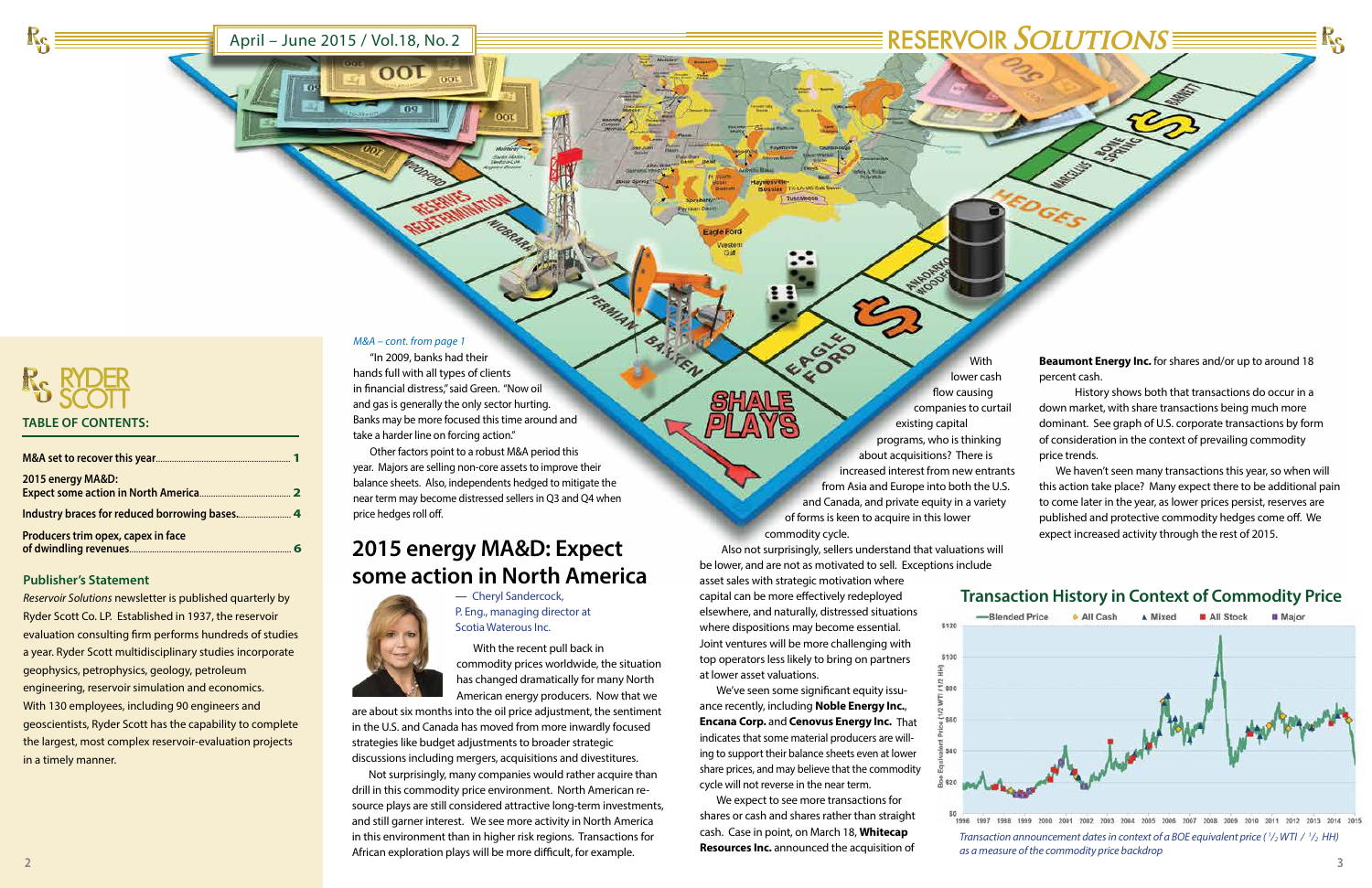## TABLE OF CONTENTS:

| | |
|---|---|
| M&A set to recover this year | 1 |
| 2015 energy MA&D: Expect some action in North America | 2 |
| Industry braces for reduced borrowing bases | 4 |
| Producers trim opex, capex in face of dwindling revenues | 6 |

### Publisher's Statement

*Reservoir Solutions* newsletter is published quarterly by Ryder Scott Co. LP. Established in 1937, the reservoir evaluation consulting firm performs hundreds of studies a year. Ryder Scott multidisciplinary studies incorporate geophysics, petrophysics, geology, petroleum engineering, reservoir simulation and economics. With 130 employees, including 90 engineers and geoscientists, Ryder Scott has the capability to complete the largest, most complex reservoir-evaluation projects in a timely manner.

*M&A – cont. from page 1*

"In 2009, banks had their hands full with all types of clients in financial distress," said Green. "Now oil and gas is generally the only sector hurting. Banks may be more focused this time around and take a harder line on forcing action."

Other factors point to a robust M&A period this year. Majors are selling non-core assets to improve their balance sheets. Also, independents hedged to mitigate the near term may become distressed sellers in Q3 and Q4 when price hedges roll off.

## 2015 energy MA&D: Expect some action in North America

— Cheryl Sandercock, P. Eng., managing director at Scotia Waterous Inc.

With the recent pull back in commodity prices worldwide, the situation has changed dramatically for many North American energy producers. Now that we are about six months into the oil price adjustment, the sentiment in the U.S. and Canada has moved from more inwardly focused strategies like budget adjustments to broader strategic discussions including mergers, acquisitions and divestitures.

Not surprisingly, many companies would rather acquire than drill in this commodity price environment. North American resource plays are still considered attractive long-term investments, and still garner interest. We see more activity in North America in this environment than in higher risk regions. Transactions for African exploration plays will be more difficult, for example.

With lower cash flow causing companies to curtail existing capital programs, who is thinking about acquisitions? There is increased interest from new entrants from Asia and Europe into both the U.S. and Canada, and private equity in a variety of forms is keen to acquire in this lower commodity cycle.

Also not surprisingly, sellers understand that valuations will be lower, and are not as motivated to sell. Exceptions include asset sales with strategic motivation where capital can be more effectively redeployed elsewhere, and naturally, distressed situations where dispositions may become essential. Joint ventures will be more challenging with top operators less likely to bring on partners at lower asset valuations.

We've seen some significant equity issuance recently, including **Noble Energy Inc.**, **Encana Corp.** and **Cenovus Energy Inc.** That indicates that some material producers are willing to support their balance sheets even at lower share prices, and may believe that the commodity cycle will not reverse in the near term.

We expect to see more transactions for shares or cash and shares rather than straight cash. Case in point, on March 18, **Whitecap Resources Inc.** announced the acquisition of **Beaumont Energy Inc.** for shares and/or up to around 18 percent cash.

History shows both that transactions do occur in a down market, with share transactions being much more dominant. See graph of U.S. corporate transactions by form of consideration in the context of prevailing commodity price trends.

We haven't seen many transactions this year, so when will this action take place? Many expect there to be additional pain to come later in the year, as lower prices persist, reserves are published and protective commodity hedges come off. We expect increased activity through the rest of 2015.

### Transaction History in Context of Commodity Price

*Transaction announcement dates in context of a BOE equivalent price ($^1/_2$ WTI / $^1/_2$ HH) as a measure of the commodity price backdrop*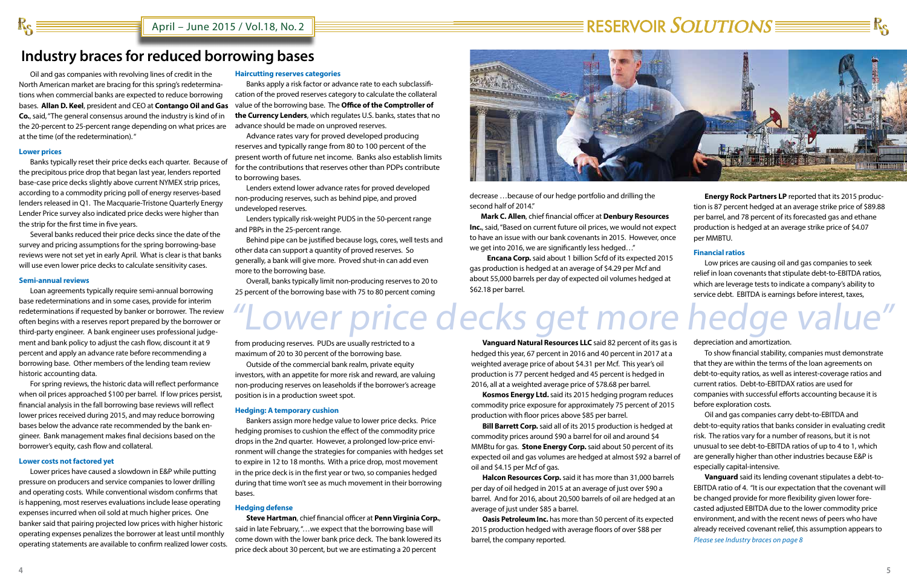# Industry braces for reduced borrowing bases

Oil and gas companies with revolving lines of credit in the North American market are bracing for this spring's redeterminations when commercial banks are expected to reduce borrowing bases. **Allan D. Keel**, president and CEO at **Contango Oil and Gas Co.**, said, "The general consensus around the industry is kind of in the 20-percent to 25-percent range depending on what prices are at the time (of the redetermination)."

### Lower prices

Banks typically reset their price decks each quarter. Because of the precipitous price drop that began last year, lenders reported base-case price decks slightly above current NYMEX strip prices, according to a commodity pricing poll of energy reserves-based lenders released in Q1. The Macquarie-Tristone Quarterly Energy Lender Price survey also indicated price decks were higher than the strip for the first time in five years.

Several banks reduced their price decks since the date of the survey and pricing assumptions for the spring borrowing-base reviews were not set yet in early April. What is clear is that banks will use even lower price decks to calculate sensitivity cases.

### Semi-annual reviews

Loan agreements typically require semi-annual borrowing base redeterminations and in some cases, provide for interim redeterminations if requested by banker or borrower. The review often begins with a reserves report prepared by the borrower or third-party engineer. A bank engineer uses professional judgement and bank policy to adjust the cash flow, discount it at 9 percent and apply an advance rate before recommending a borrowing base. Other members of the lending team review historic accounting data.

For spring reviews, the historic data will reflect performance when oil prices approached $100 per barrel. If low prices persist, financial analysis in the fall borrowing base reviews will reflect lower prices received during 2015, and may reduce borrowing bases below the advance rate recommended by the bank engineer. Bank management makes final decisions based on the borrower's equity, cash flow and collateral.

### Lower costs not factored yet

Lower prices have caused a slowdown in E&P while putting pressure on producers and service companies to lower drilling and operating costs. While conventional wisdom confirms that is happening, most reserves evaluations include lease operating expenses incurred when oil sold at much higher prices. One banker said that pairing projected low prices with higher historic operating expenses penalizes the borrower at least until monthly operating statements are available to confirm realized lower costs.

### Haircutting reserves categories

Banks apply a risk factor or advance rate to each subclassification of the proved reserves category to calculate the collateral value of the borrowing base. The **Office of the Comptroller of the Currency Lenders**, which regulates U.S. banks, states that no advance should be made on unproved reserves.

Advance rates vary for proved developed producing reserves and typically range from 80 to 100 percent of the present worth of future net income. Banks also establish limits for the contributions that reserves other than PDPs contribute to borrowing bases.

Lenders extend lower advance rates for proved developed non-producing reserves, such as behind pipe, and proved undeveloped reserves.

Lenders typically risk-weight PUDS in the 50-percent range and PBPs in the 25-percent range.

Behind pipe can be justified because logs, cores, well tests and other data can support a quantity of proved reserves. So generally, a bank will give more. Proved shut-in can add even more to the borrowing base.

Overall, banks typically limit non-producing reserves to 20 to 25 percent of the borrowing base with 75 to 80 percent coming from producing reserves. PUDs are usually restricted to a maximum of 20 to 30 percent of the borrowing base.

Outside of the commercial bank realm, private equity investors, with an appetite for more risk and reward, are valuing non-producing reserves on leaseholds if the borrower's acreage position is in a production sweet spot.

### Hedging: A temporary cushion

Bankers assign more hedge value to lower price decks. Price hedging promises to cushion the effect of the commodity price drops in the 2nd quarter. However, a prolonged low-price environment will change the strategies for companies with hedges set to expire in 12 to 18 months. With a price drop, most movement in the price deck is in the first year or two, so companies hedged during that time won't see as much movement in their borrowing bases.

### Hedging defense

**Steve Hartman**, chief financial officer at **Penn Virginia Corp.**, said in late February, "…we expect that the borrowing base will come down with the lower bank price deck. The bank lowered its price deck about 30 percent, but we are estimating a 20 percent decrease …because of our hedge portfolio and drilling the second half of 2014."

**Mark C. Allen**, chief financial officer at **Denbury Resources Inc.**, said, "Based on current future oil prices, we would not expect to have an issue with our bank covenants in 2015. However, once we get into 2016, we are significantly less hedged…"

**Encana Corp.** said about 1 billion Scfd of its expected 2015 gas production is hedged at an average of $4.29 per Mcf and about 55,000 barrels per day of expected oil volumes hedged at $62.18 per barrel.

*"Lower price decks get more hedge value"*

**Vanguard Natural Resources LLC** said 82 percent of its gas is hedged this year, 67 percent in 2016 and 40 percent in 2017 at a weighted average price of about $4.31 per Mcf. This year's oil production is 77 percent hedged and 45 percent is hedged in 2016, all at a weighted average price of $78.68 per barrel.

**Kosmos Energy Ltd.** said its 2015 hedging program reduces commodity price exposure for approximately 75 percent of 2015 production with floor prices above $85 per barrel.

**Bill Barrett Corp.** said all of its 2015 production is hedged at commodity prices around $90 a barrel for oil and around $4 MMBtu for gas. **Stone Energy Corp.** said about 50 percent of its expected oil and gas volumes are hedged at almost $92 a barrel of oil and $4.15 per Mcf of gas.

**Halcon Resources Corp.** said it has more than 31,000 barrels per day of oil hedged in 2015 at an average of just over $90 a barrel. And for 2016, about 20,500 barrels of oil are hedged at an average of just under $85 a barrel.

**Oasis Petroleum Inc.** has more than 50 percent of its expected 2015 production hedged with average floors of over $88 per barrel, the company reported.

**Energy Rock Partners LP** reported that its 2015 production is 87 percent hedged at an average strike price of $89.88 per barrel, and 78 percent of its forecasted gas and ethane production is hedged at an average strike price of $4.07 per MMBTU.

### Financial ratios

Low prices are causing oil and gas companies to seek relief in loan covenants that stipulate debt-to-EBITDA ratios, which are leverage tests to indicate a company's ability to service debt. EBITDA is earnings before interest, taxes, depreciation and amortization.

To show financial stability, companies must demonstrate that they are within the terms of the loan agreements on debt-to-equity ratios, as well as interest-coverage ratios and current ratios. Debt-to-EBITDAX ratios are used for companies with successful efforts accounting because it is before exploration costs.

Oil and gas companies carry debt-to-EBITDA and debt-to-equity ratios that banks consider in evaluating credit risk. The ratios vary for a number of reasons, but it is not unusual to see debt-to-EBITDA ratios of up to 4 to 1, which are generally higher than other industries because E&P is especially capital-intensive.

**Vanguard** said its lending covenant stipulates a debt-to-EBITDA ratio of 4. "It is our expectation that the covenant will be changed provide for more flexibility given lower forecasted adjusted EBITDA due to the lower commodity price environment, and with the recent news of peers who have already received covenant relief, this assumption appears to

*Please see Industry braces on page 8*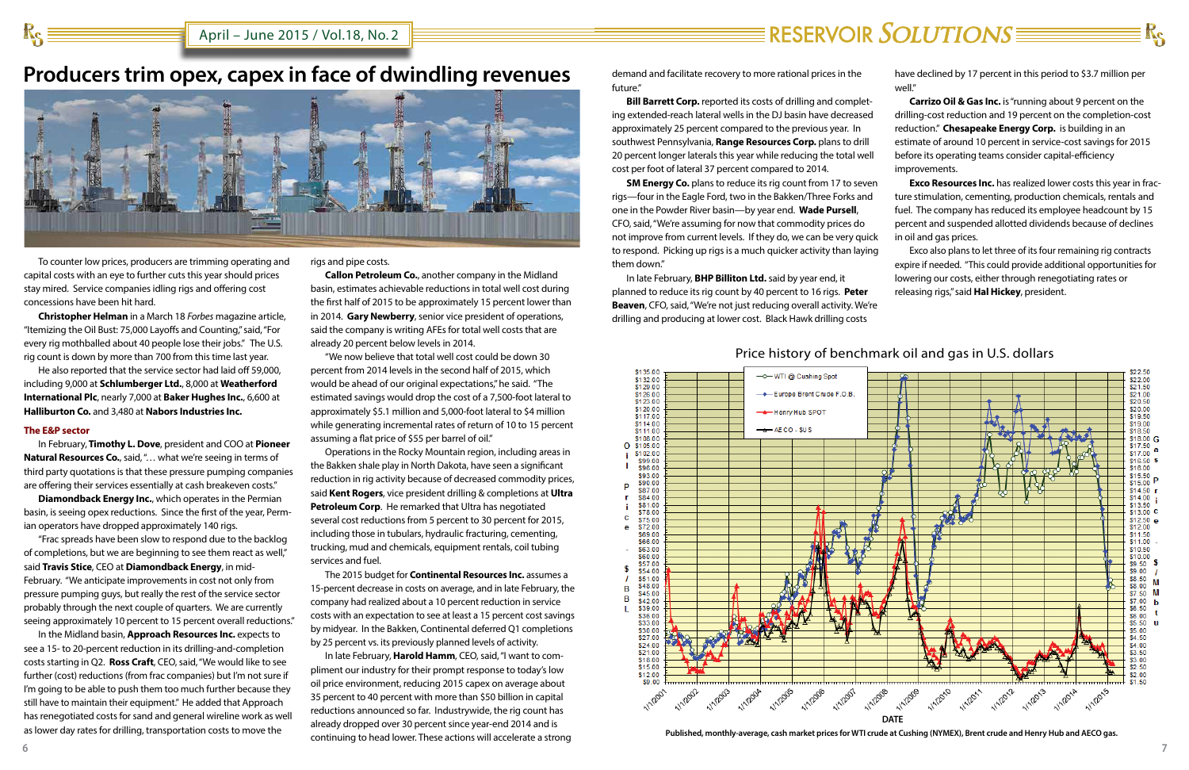# Producers trim opex, capex in face of dwindling revenues

To counter low prices, producers are trimming operating and capital costs with an eye to further cuts this year should prices stay mired. Service companies idling rigs and offering cost concessions have been hit hard.

**Christopher Helman** in a March 18 *Forbes* magazine article, "Itemizing the Oil Bust: 75,000 Layoffs and Counting," said, "For every rig mothballed about 40 people lose their jobs." The U.S. rig count is down by more than 700 from this time last year.

He also reported that the service sector had laid off 59,000, including 9,000 at **Schlumberger Ltd.**, 8,000 at **Weatherford International Plc**, nearly 7,000 at **Baker Hughes Inc.**, 6,600 at **Halliburton Co.** and 3,480 at **Nabors Industries Inc.**

### The E&P sector

In February, **Timothy L. Dove**, president and COO at **Pioneer Natural Resources Co.**, said, "… what we're seeing in terms of third party quotations is that these pressure pumping companies are offering their services essentially at cash breakeven costs."

**Diamondback Energy Inc.**, which operates in the Permian basin, is seeing opex reductions. Since the first of the year, Permian operators have dropped approximately 140 rigs.

"Frac spreads have been slow to respond due to the backlog of completions, but we are beginning to see them react as well," said **Travis Stice**, CEO at **Diamondback Energy**, in mid-February. "We anticipate improvements in cost not only from pressure pumping guys, but really the rest of the service sector probably through the next couple of quarters. We are currently seeing approximately 10 percent to 15 percent overall reductions."

In the Midland basin, **Approach Resources Inc.** expects to see a 15- to 20-percent reduction in its drilling-and-completion costs starting in Q2. **Ross Craft**, CEO, said, "We would like to see further (cost) reductions (from frac companies) but I'm not sure if I'm going to be able to push them too much further because they still have to maintain their equipment." He added that Approach has renegotiated costs for sand and general wireline work as well as lower day rates for drilling, transportation costs to move the rigs and pipe costs.

**Callon Petroleum Co.**, another company in the Midland basin, estimates achievable reductions in total well cost during the first half of 2015 to be approximately 15 percent lower than in 2014. **Gary Newberry**, senior vice president of operations, said the company is writing AFEs for total well costs that are already 20 percent below levels in 2014.

"We now believe that total well cost could be down 30 percent from 2014 levels in the second half of 2015, which would be ahead of our original expectations," he said. "The estimated savings would drop the cost of a 7,500-foot lateral to approximately $5.1 million and 5,000-foot lateral to $4 million while generating incremental rates of return of 10 to 15 percent assuming a flat price of $55 per barrel of oil."

Operations in the Rocky Mountain region, including areas in the Bakken shale play in North Dakota, have seen a significant reduction in rig activity because of decreased commodity prices, said **Kent Rogers**, vice president drilling & completions at **Ultra Petroleum Corp**. He remarked that Ultra has negotiated several cost reductions from 5 percent to 30 percent for 2015, including those in tubulars, hydraulic fracturing, cementing, trucking, mud and chemicals, equipment rentals, coil tubing services and fuel.

The 2015 budget for **Continental Resources Inc.** assumes a 15-percent decrease in costs on average, and in late February, the company had realized about a 10 percent reduction in service costs with an expectation to see at least a 15 percent cost savings by midyear. In the Bakken, Continental deferred Q1 completions by 25 percent vs. its previously planned levels of activity.

In late February, **Harold Hamm**, CEO, said, "I want to compliment our industry for their prompt response to today's low oil price environment, reducing 2015 capex on average about 35 percent to 40 percent with more than $50 billion in capital reductions announced so far. Industrywide, the rig count has already dropped over 30 percent since year-end 2014 and is continuing to head lower. These actions will accelerate a strong demand and facilitate recovery to more rational prices in the future."

**Bill Barrett Corp.** reported its costs of drilling and completing extended-reach lateral wells in the DJ basin have decreased approximately 25 percent compared to the previous year. In southwest Pennsylvania, **Range Resources Corp.** plans to drill 20 percent longer laterals this year while reducing the total well cost per foot of lateral 37 percent compared to 2014.

**SM Energy Co.** plans to reduce its rig count from 17 to seven rigs—four in the Eagle Ford, two in the Bakken/Three Forks and one in the Powder River basin—by year end. **Wade Pursell**, CFO, said, "We're assuming for now that commodity prices do not improve from current levels. If they do, we can be very quick to respond. Picking up rigs is a much quicker activity than laying them down."

In late February, **BHP Billiton Ltd.** said by year end, it planned to reduce its rig count by 40 percent to 16 rigs. **Peter Beaven**, CFO, said, "We're not just reducing overall activity. We're drilling and producing at lower cost. Black Hawk drilling costs have declined by 17 percent in this period to $3.7 million per well."

**Carrizo Oil & Gas Inc.** is "running about 9 percent on the drilling-cost reduction and 19 percent on the completion-cost reduction." **Chesapeake Energy Corp.** is building in an estimate of around 10 percent in service-cost savings for 2015 before its operating teams consider capital-efficiency improvements.

**Exco Resources Inc.** has realized lower costs this year in fracture stimulation, cementing, production chemicals, rentals and fuel. The company has reduced its employee headcount by 15 percent and suspended allotted dividends because of declines in oil and gas prices.

Exco also plans to let three of its four remaining rig contracts expire if needed. "This could provide additional opportunities for lowering our costs, either through renegotiating rates or releasing rigs," said **Hal Hickey**, president.

**Price history of benchmark oil and gas in U.S. dollars**

**Published, monthly-average, cash market prices for WTI crude at Cushing (NYMEX), Brent crude and Henry Hub and AECO gas.**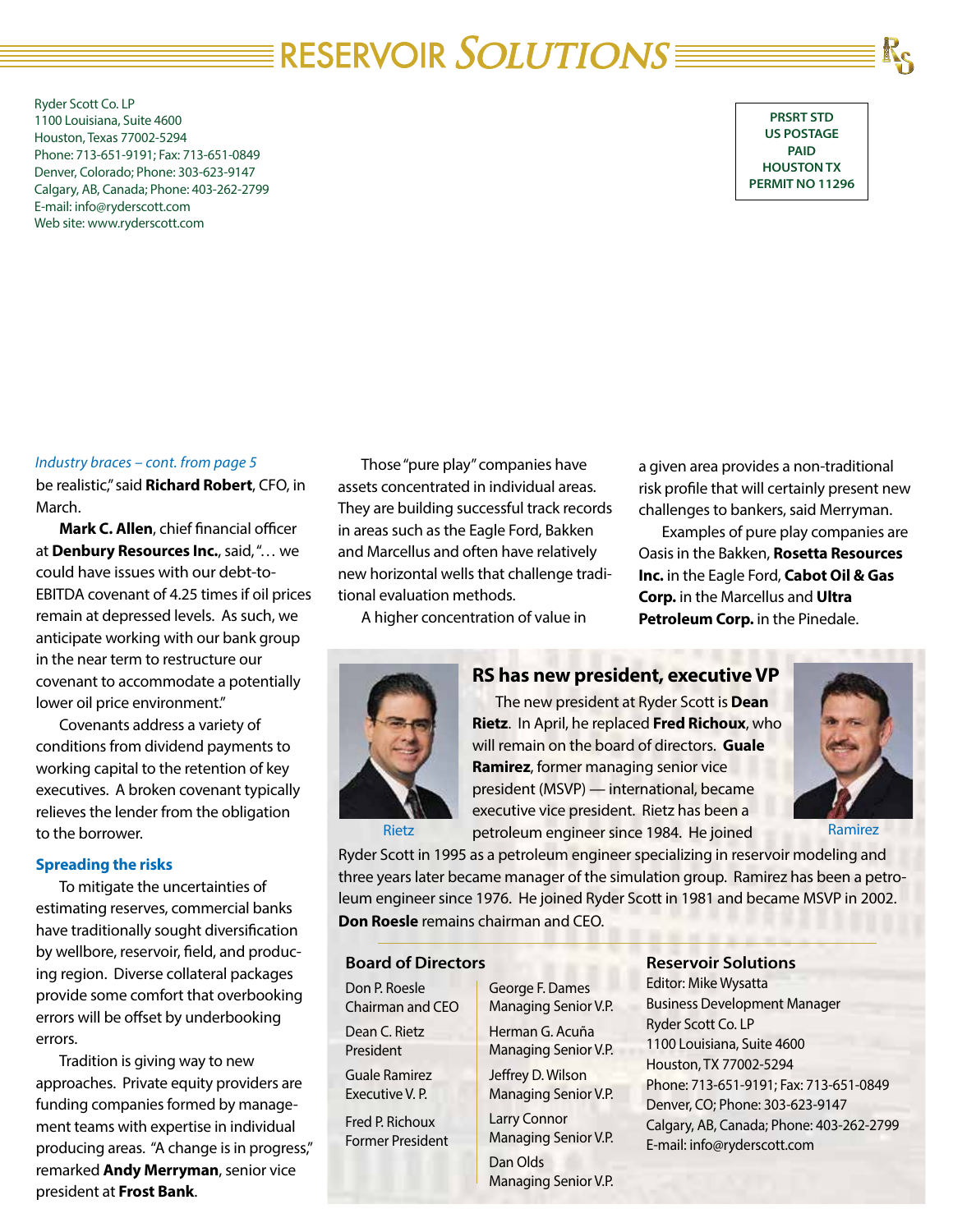# RESERVOIR *SOLUTIONS*

Ryder Scott Co. LP
1100 Louisiana, Suite 4600
Houston, Texas 77002-5294
Phone: 713-651-9191; Fax: 713-651-0849
Denver, Colorado; Phone: 303-623-9147
Calgary, AB, Canada; Phone: 403-262-2799
E-mail: info@ryderscott.com
Web site: www.ryderscott.com

PRSRT STD
US POSTAGE
PAID
HOUSTON TX
PERMIT NO 11296

*Industry braces – cont. from page 5*

be realistic," said **Richard Robert**, CFO, in March.

**Mark C. Allen**, chief financial officer at **Denbury Resources Inc.**, said, "… we could have issues with our debt-to-EBITDA covenant of 4.25 times if oil prices remain at depressed levels. As such, we anticipate working with our bank group in the near term to restructure our covenant to accommodate a potentially lower oil price environment."

Covenants address a variety of conditions from dividend payments to working capital to the retention of key executives. A broken covenant typically relieves the lender from the obligation to the borrower.

## Spreading the risks

To mitigate the uncertainties of estimating reserves, commercial banks have traditionally sought diversification by wellbore, reservoir, field, and producing region. Diverse collateral packages provide some comfort that overbooking errors will be offset by underbooking errors.

Tradition is giving way to new approaches. Private equity providers are funding companies formed by management teams with expertise in individual producing areas. "A change is in progress," remarked **Andy Merryman**, senior vice president at **Frost Bank**.

Those "pure play" companies have assets concentrated in individual areas. They are building successful track records in areas such as the Eagle Ford, Bakken and Marcellus and often have relatively new horizontal wells that challenge traditional evaluation methods.

A higher concentration of value in a given area provides a non-traditional risk profile that will certainly present new challenges to bankers, said Merryman.

Examples of pure play companies are Oasis in the Bakken, **Rosetta Resources Inc.** in the Eagle Ford, **Cabot Oil & Gas Corp.** in the Marcellus and **Ultra Petroleum Corp.** in the Pinedale.

## RS has new president, executive VP

Rietz

Ramirez

The new president at Ryder Scott is **Dean Rietz**. In April, he replaced **Fred Richoux**, who will remain on the board of directors. **Guale Ramirez**, former managing senior vice president (MSVP) — international, became executive vice president. Rietz has been a petroleum engineer since 1984. He joined Ryder Scott in 1995 as a petroleum engineer specializing in reservoir modeling and three years later became manager of the simulation group. Ramirez has been a petroleum engineer since 1976. He joined Ryder Scott in 1981 and became MSVP in 2002. **Don Roesle** remains chairman and CEO.

### Board of Directors

Don P. Roesle
Chairman and CEO

Dean C. Rietz
President

Guale Ramirez
Executive V. P.

Fred P. Richoux
Former President

George F. Dames
Managing Senior V.P.

Herman G. Acuña
Managing Senior V.P.

Jeffrey D. Wilson
Managing Senior V.P.

Larry Connor
Managing Senior V.P.

Dan Olds
Managing Senior V.P.

### Reservoir Solutions

Editor: Mike Wysatta
Business Development Manager
Ryder Scott Co. LP
1100 Louisiana, Suite 4600
Houston, TX 77002-5294
Phone: 713-651-9191; Fax: 713-651-0849
Denver, CO; Phone: 303-623-9147
Calgary, AB, Canada; Phone: 403-262-2799
E-mail: info@ryderscott.com